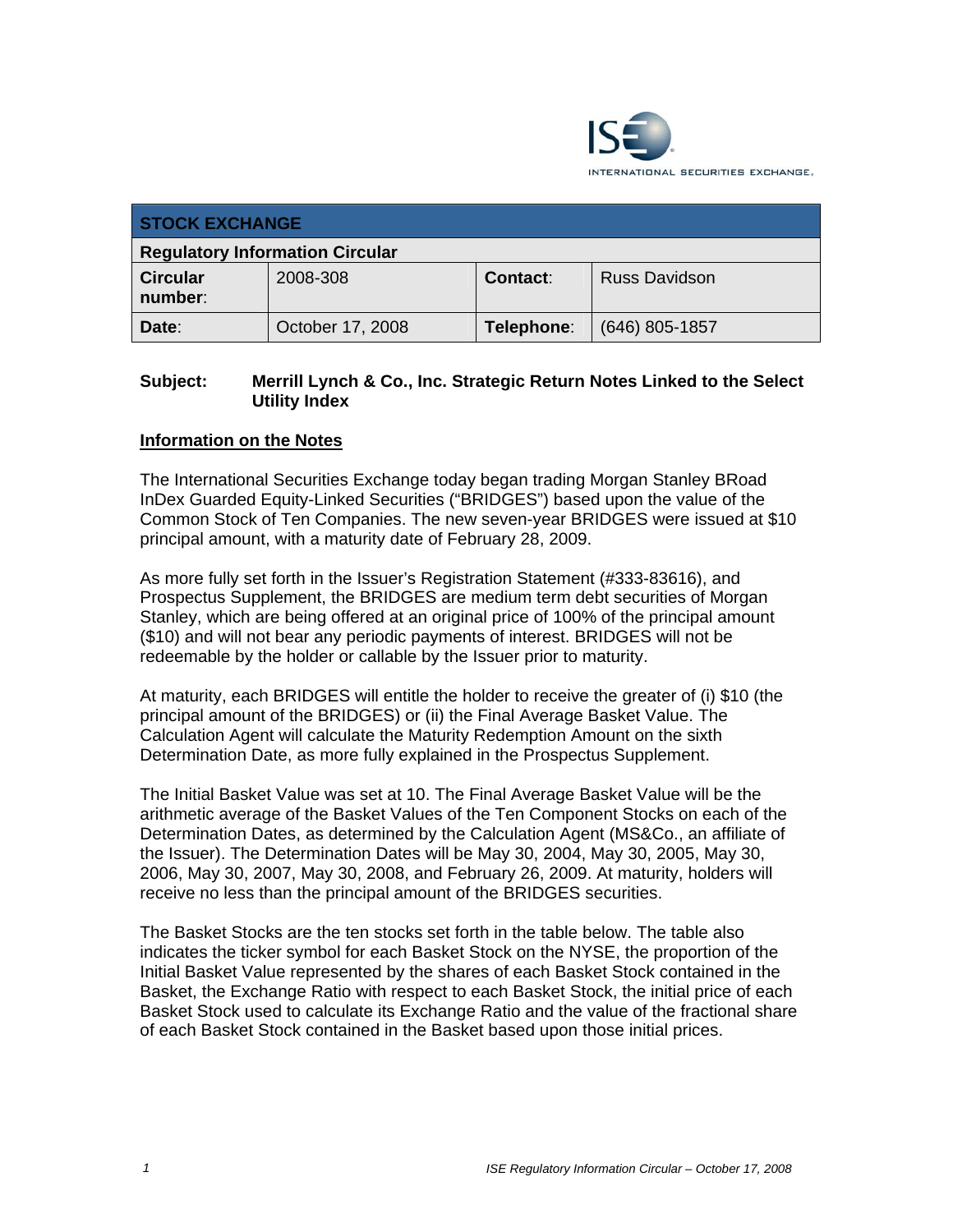ISE INTERNATIONAL SECURITIES EXCHANGE.

| STOCK EXCHANGE | | | |
|---|---|---|---|
| **Regulatory Information Circular** | | | |
| **Circular number**: | 2008-308 | **Contact**: | Russ Davidson |
| **Date**: | October 17, 2008 | **Telephone**: | (646) 805-1857 |

**Subject:** **Merrill Lynch & Co., Inc. Strategic Return Notes Linked to the Select Utility Index**

## Information on the Notes

The International Securities Exchange today began trading Morgan Stanley BRoad InDex Guarded Equity-Linked Securities ("BRIDGES") based upon the value of the Common Stock of Ten Companies. The new seven-year BRIDGES were issued at $10 principal amount, with a maturity date of February 28, 2009.

As more fully set forth in the Issuer's Registration Statement (#333-83616), and Prospectus Supplement, the BRIDGES are medium term debt securities of Morgan Stanley, which are being offered at an original price of 100% of the principal amount ($10) and will not bear any periodic payments of interest. BRIDGES will not be redeemable by the holder or callable by the Issuer prior to maturity.

At maturity, each BRIDGES will entitle the holder to receive the greater of (i) $10 (the principal amount of the BRIDGES) or (ii) the Final Average Basket Value. The Calculation Agent will calculate the Maturity Redemption Amount on the sixth Determination Date, as more fully explained in the Prospectus Supplement.

The Initial Basket Value was set at 10. The Final Average Basket Value will be the arithmetic average of the Basket Values of the Ten Component Stocks on each of the Determination Dates, as determined by the Calculation Agent (MS&Co., an affiliate of the Issuer). The Determination Dates will be May 30, 2004, May 30, 2005, May 30, 2006, May 30, 2007, May 30, 2008, and February 26, 2009. At maturity, holders will receive no less than the principal amount of the BRIDGES securities.

The Basket Stocks are the ten stocks set forth in the table below. The table also indicates the ticker symbol for each Basket Stock on the NYSE, the proportion of the Initial Basket Value represented by the shares of each Basket Stock contained in the Basket, the Exchange Ratio with respect to each Basket Stock, the initial price of each Basket Stock used to calculate its Exchange Ratio and the value of the fractional share of each Basket Stock contained in the Basket based upon those initial prices.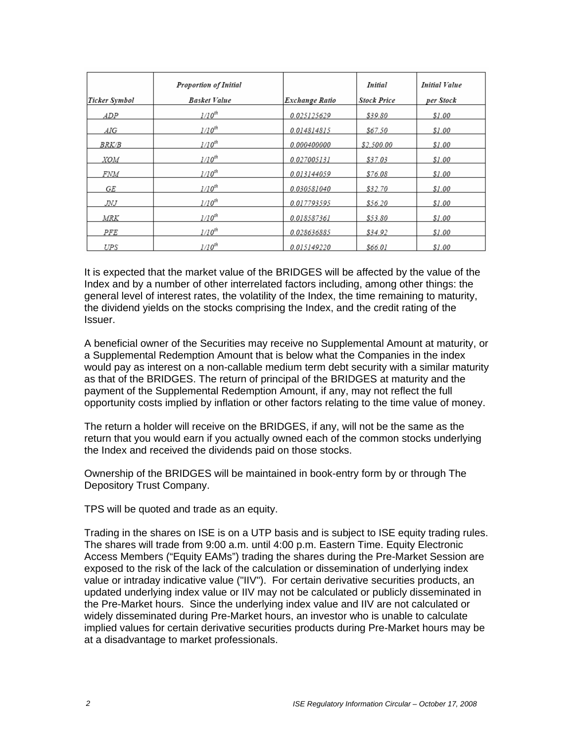| *Ticker Symbol* | *Proportion of Initial Basket Value* | *Exchange Ratio* | *Initial Stock Price* | *Initial Value per Stock* |
|---|---|---|---|---|
| ADP | 1/10th | 0.025125629 | $39.80 | $1.00 |
| AIG | 1/10th | 0.014814815 | $67.50 | $1.00 |
| BRK/B | 1/10th | 0.000400000 | $2,500.00 | $1.00 |
| XOM | 1/10th | 0.027005131 | $37.03 | $1.00 |
| FNM | 1/10th | 0.013144059 | $76.08 | $1.00 |
| GE | 1/10th | 0.030581040 | $32.70 | $1.00 |
| JNJ | 1/10th | 0.017793595 | $56.20 | $1.00 |
| MRK | 1/10th | 0.018587361 | $53.80 | $1.00 |
| PFE | 1/10th | 0.028636885 | $34.92 | $1.00 |
| UPS | 1/10th | 0.015149220 | $66.01 | $1.00 |

It is expected that the market value of the BRIDGES will be affected by the value of the Index and by a number of other interrelated factors including, among other things: the general level of interest rates, the volatility of the Index, the time remaining to maturity, the dividend yields on the stocks comprising the Index, and the credit rating of the Issuer.

A beneficial owner of the Securities may receive no Supplemental Amount at maturity, or a Supplemental Redemption Amount that is below what the Companies in the index would pay as interest on a non-callable medium term debt security with a similar maturity as that of the BRIDGES. The return of principal of the BRIDGES at maturity and the payment of the Supplemental Redemption Amount, if any, may not reflect the full opportunity costs implied by inflation or other factors relating to the time value of money.

The return a holder will receive on the BRIDGES, if any, will not be the same as the return that you would earn if you actually owned each of the common stocks underlying the Index and received the dividends paid on those stocks.

Ownership of the BRIDGES will be maintained in book-entry form by or through The Depository Trust Company.

TPS will be quoted and trade as an equity.

Trading in the shares on ISE is on a UTP basis and is subject to ISE equity trading rules. The shares will trade from 9:00 a.m. until 4:00 p.m. Eastern Time. Equity Electronic Access Members ("Equity EAMs") trading the shares during the Pre-Market Session are exposed to the risk of the lack of the calculation or dissemination of underlying index value or intraday indicative value ("IIV"). For certain derivative securities products, an updated underlying index value or IIV may not be calculated or publicly disseminated in the Pre-Market hours. Since the underlying index value and IIV are not calculated or widely disseminated during Pre-Market hours, an investor who is unable to calculate implied values for certain derivative securities products during Pre-Market hours may be at a disadvantage to market professionals.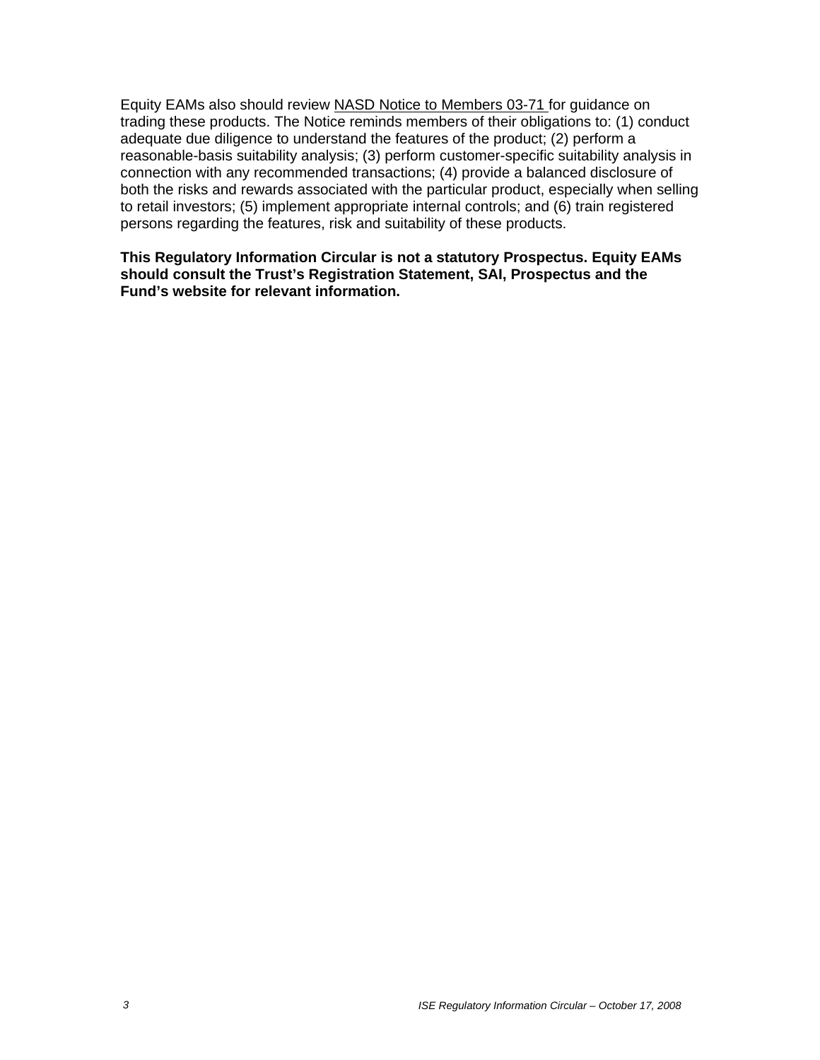Equity EAMs also should review NASD Notice to Members 03-71 for guidance on trading these products. The Notice reminds members of their obligations to: (1) conduct adequate due diligence to understand the features of the product; (2) perform a reasonable-basis suitability analysis; (3) perform customer-specific suitability analysis in connection with any recommended transactions; (4) provide a balanced disclosure of both the risks and rewards associated with the particular product, especially when selling to retail investors; (5) implement appropriate internal controls; and (6) train registered persons regarding the features, risk and suitability of these products.

**This Regulatory Information Circular is not a statutory Prospectus. Equity EAMs should consult the Trust's Registration Statement, SAI, Prospectus and the Fund's website for relevant information.**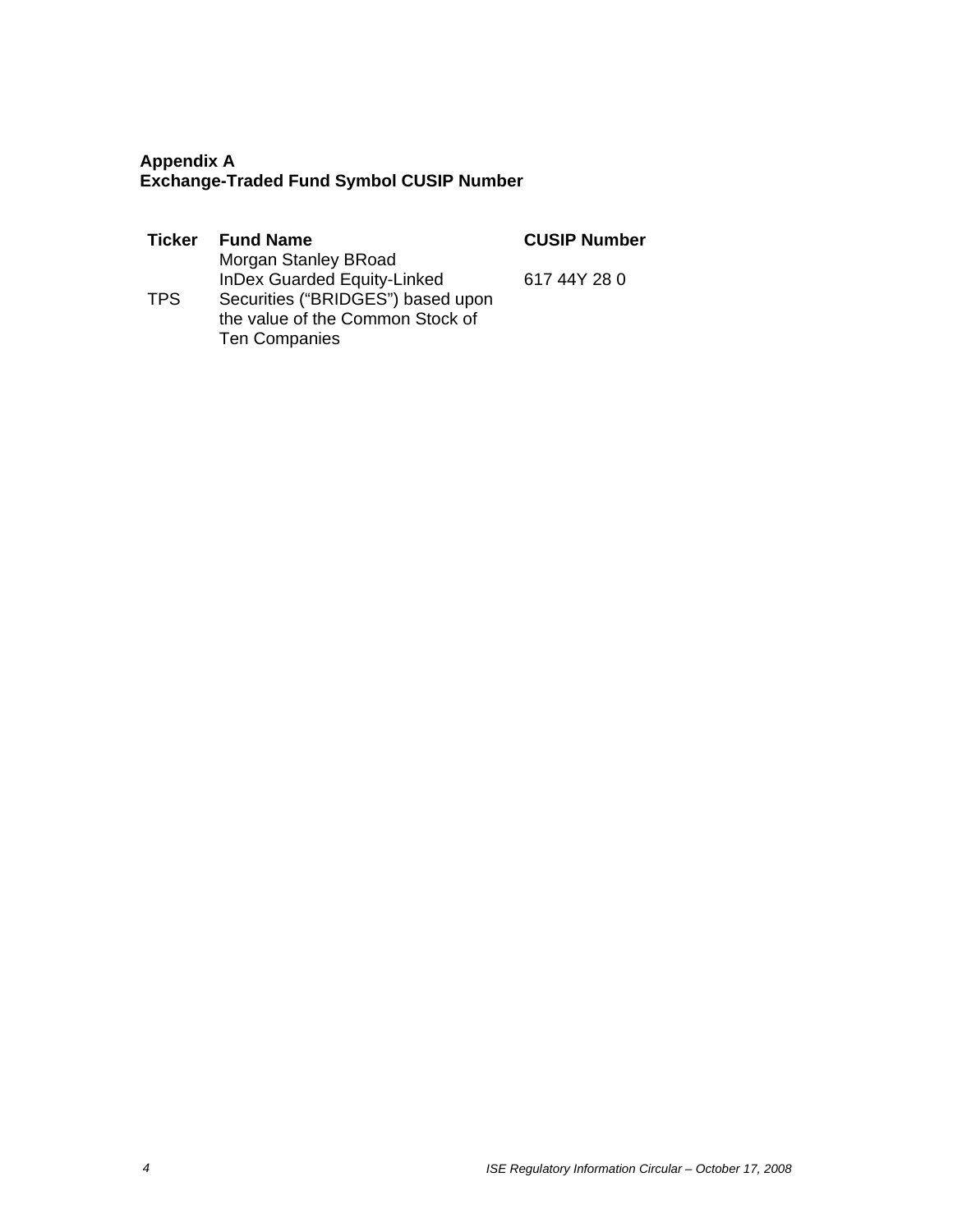**Appendix A**
**Exchange-Traded Fund Symbol CUSIP Number**

| Ticker | Fund Name | CUSIP Number |
|---|---|---|
| TPS | Morgan Stanley BRoad InDex Guarded Equity-Linked Securities (“BRIDGES”) based upon the value of the Common Stock of Ten Companies | 617 44Y 28 0 |